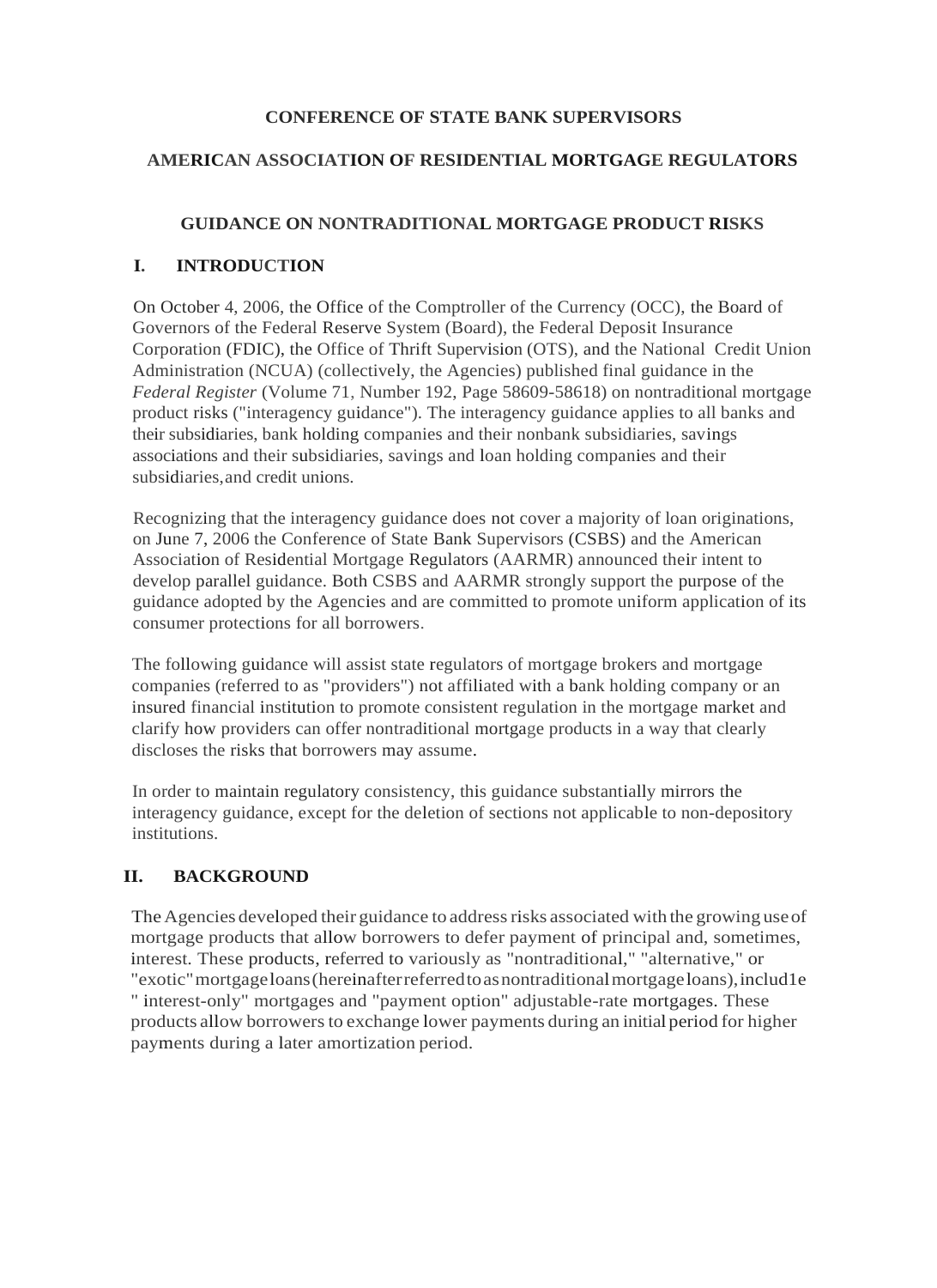**CONFERENCE OF STATE BANK SUPERVISORS**

**AMERICAN ASSOCIATION OF RESIDENTIAL MORTGAGE REGULATORS**

# GUIDANCE ON NONTRADITIONAL MORTGAGE PRODUCT RISKS

## I. INTRODUCTION

On October 4, 2006, the Office of the Comptroller of the Currency (OCC), the Board of Governors of the Federal Reserve System (Board), the Federal Deposit Insurance Corporation (FDIC), the Office of Thrift Supervision (OTS), and the National Credit Union Administration (NCUA) (collectively, the Agencies) published final guidance in the *Federal Register* (Volume 71, Number 192, Page 58609-58618) on nontraditional mortgage product risks ("interagency guidance"). The interagency guidance applies to all banks and their subsidiaries, bank holding companies and their nonbank subsidiaries, savings associations and their subsidiaries, savings and loan holding companies and their subsidiaries, and credit unions.

Recognizing that the interagency guidance does not cover a majority of loan originations, on June 7, 2006 the Conference of State Bank Supervisors (CSBS) and the American Association of Residential Mortgage Regulators (AARMR) announced their intent to develop parallel guidance. Both CSBS and AARMR strongly support the purpose of the guidance adopted by the Agencies and are committed to promote uniform application of its consumer protections for all borrowers.

The following guidance will assist state regulators of mortgage brokers and mortgage companies (referred to as "providers") not affiliated with a bank holding company or an insured financial institution to promote consistent regulation in the mortgage market and clarify how providers can offer nontraditional mortgage products in a way that clearly discloses the risks that borrowers may assume.

In order to maintain regulatory consistency, this guidance substantially mirrors the interagency guidance, except for the deletion of sections not applicable to non-depository institutions.

## II. BACKGROUND

The Agencies developed their guidance to address risks associated with the growing use of mortgage products that allow borrowers to defer payment of principal and, sometimes, interest. These products, referred to variously as "nontraditional," "alternative," or "exotic" mortgage loans (hereinafter referred to as nontraditional mortgage loans), includ1e "interest-only" mortgages and "payment option" adjustable-rate mortgages. These products allow borrowers to exchange lower payments during an initial period for higher payments during a later amortization period.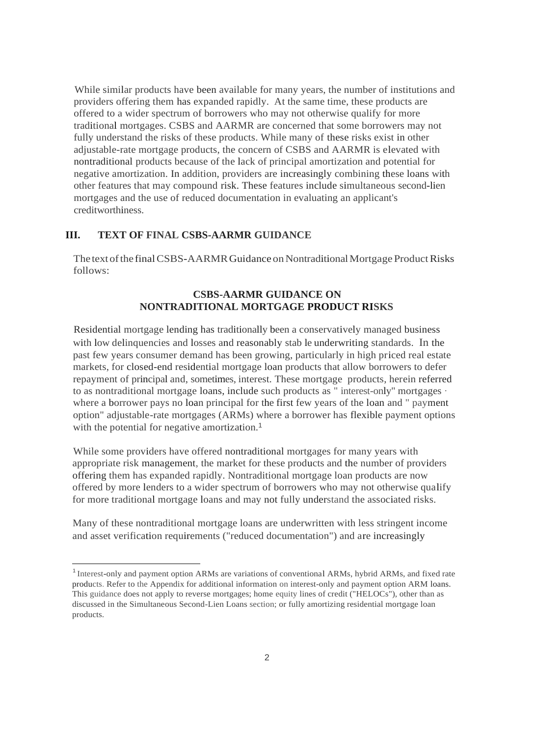While similar products have been available for many years, the number of institutions and providers offering them has expanded rapidly. At the same time, these products are offered to a wider spectrum of borrowers who may not otherwise qualify for more traditional mortgages. CSBS and AARMR are concerned that some borrowers may not fully understand the risks of these products. While many of these risks exist in other adjustable-rate mortgage products, the concern of CSBS and AARMR is elevated with nontraditional products because of the lack of principal amortization and potential for negative amortization. In addition, providers are increasingly combining these loans with other features that may compound risk. These features include simultaneous second-lien mortgages and the use of reduced documentation in evaluating an applicant's creditworthiness.

## III. TEXT OF FINAL CSBS-AARMR GUIDANCE

The text of the final CSBS-AARMR Guidance on Nontraditional Mortgage Product Risks follows:

### CSBS-AARMR GUIDANCE ON NONTRADITIONAL MORTGAGE PRODUCT RISKS

Residential mortgage lending has traditionally been a conservatively managed business with low delinquencies and losses and reasonably stab le underwriting standards. In the past few years consumer demand has been growing, particularly in high priced real estate markets, for closed-end residential mortgage loan products that allow borrowers to defer repayment of principal and, sometimes, interest. These mortgage products, herein referred to as nontraditional mortgage loans, include such products as "interest-only" mortgages · where a borrower pays no loan principal for the first few years of the loan and "payment option" adjustable-rate mortgages (ARMs) where a borrower has flexible payment options with the potential for negative amortization.[1]

While some providers have offered nontraditional mortgages for many years with appropriate risk management, the market for these products and the number of providers offering them has expanded rapidly. Nontraditional mortgage loan products are now offered by more lenders to a wider spectrum of borrowers who may not otherwise qualify for more traditional mortgage loans and may not fully understand the associated risks.

Many of these nontraditional mortgage loans are underwritten with less stringent income and asset verification requirements ("reduced documentation") and are increasingly

[1] Interest-only and payment option ARMs are variations of conventional ARMs, hybrid ARMs, and fixed rate products. Refer to the Appendix for additional information on interest-only and payment option ARM loans. This guidance does not apply to reverse mortgages; home equity lines of credit ("HELOCs"), other than as discussed in the Simultaneous Second-Lien Loans section; or fully amortizing residential mortgage loan products.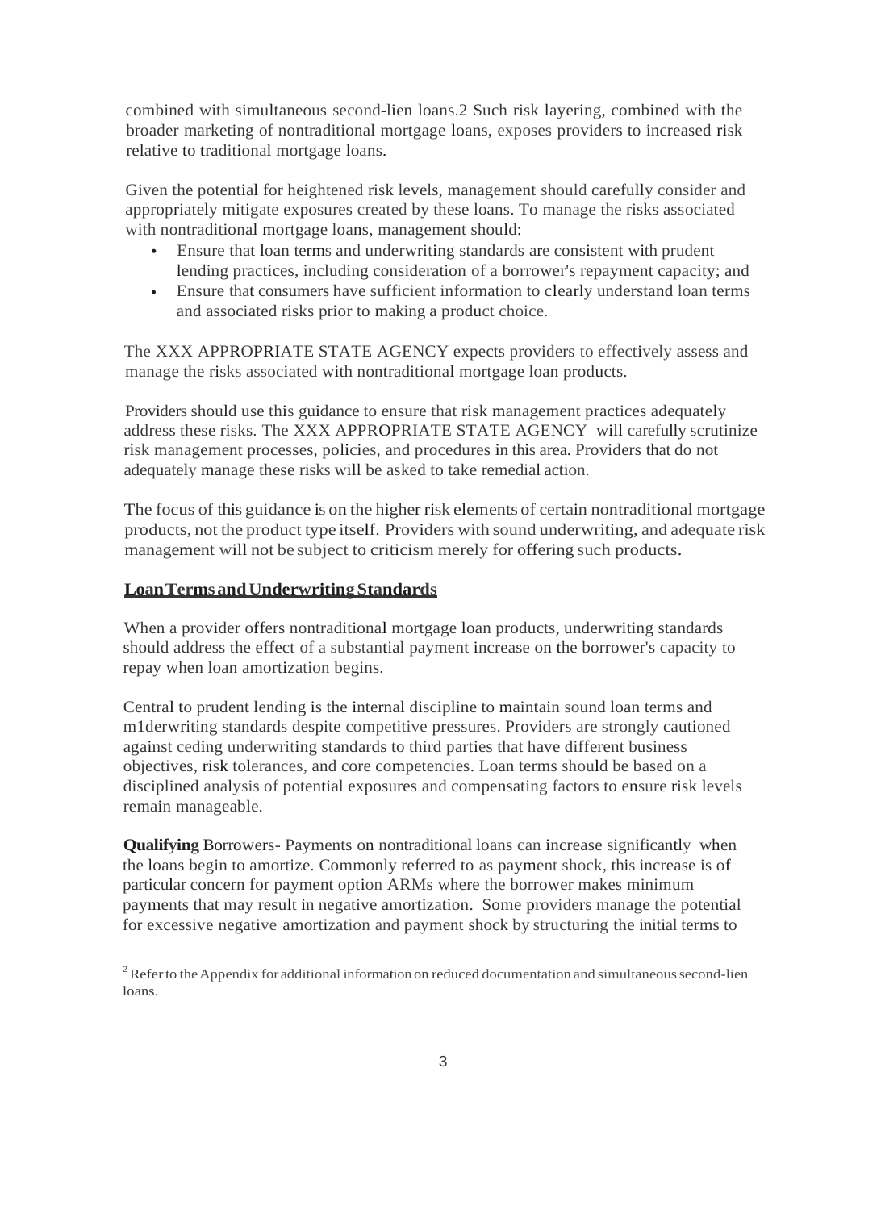combined with simultaneous second-lien loans.2 Such risk layering, combined with the broader marketing of nontraditional mortgage loans, exposes providers to increased risk relative to traditional mortgage loans.

Given the potential for heightened risk levels, management should carefully consider and appropriately mitigate exposures created by these loans. To manage the risks associated with nontraditional mortgage loans, management should:

- Ensure that loan terms and underwriting standards are consistent with prudent lending practices, including consideration of a borrower's repayment capacity; and
- Ensure that consumers have sufficient information to clearly understand loan terms and associated risks prior to making a product choice.

The XXX APPROPRIATE STATE AGENCY expects providers to effectively assess and manage the risks associated with nontraditional mortgage loan products.

Providers should use this guidance to ensure that risk management practices adequately address these risks. The XXX APPROPRIATE STATE AGENCY will carefully scrutinize risk management processes, policies, and procedures in this area. Providers that do not adequately manage these risks will be asked to take remedial action.

The focus of this guidance is on the higher risk elements of certain nontraditional mortgage products, not the product type itself. Providers with sound underwriting, and adequate risk management will not be subject to criticism merely for offering such products.

## Loan Terms and Underwriting Standards

When a provider offers nontraditional mortgage loan products, underwriting standards should address the effect of a substantial payment increase on the borrower's capacity to repay when loan amortization begins.

Central to prudent lending is the internal discipline to maintain sound loan terms and m1derwriting standards despite competitive pressures. Providers are strongly cautioned against ceding underwriting standards to third parties that have different business objectives, risk tolerances, and core competencies. Loan terms should be based on a disciplined analysis of potential exposures and compensating factors to ensure risk levels remain manageable.

**Qualifying** Borrowers- Payments on nontraditional loans can increase significantly when the loans begin to amortize. Commonly referred to as payment shock, this increase is of particular concern for payment option ARMs where the borrower makes minimum payments that may result in negative amortization. Some providers manage the potential for excessive negative amortization and payment shock by structuring the initial terms to

---

[2] Refer to the Appendix for additional information on reduced documentation and simultaneous second-lien loans.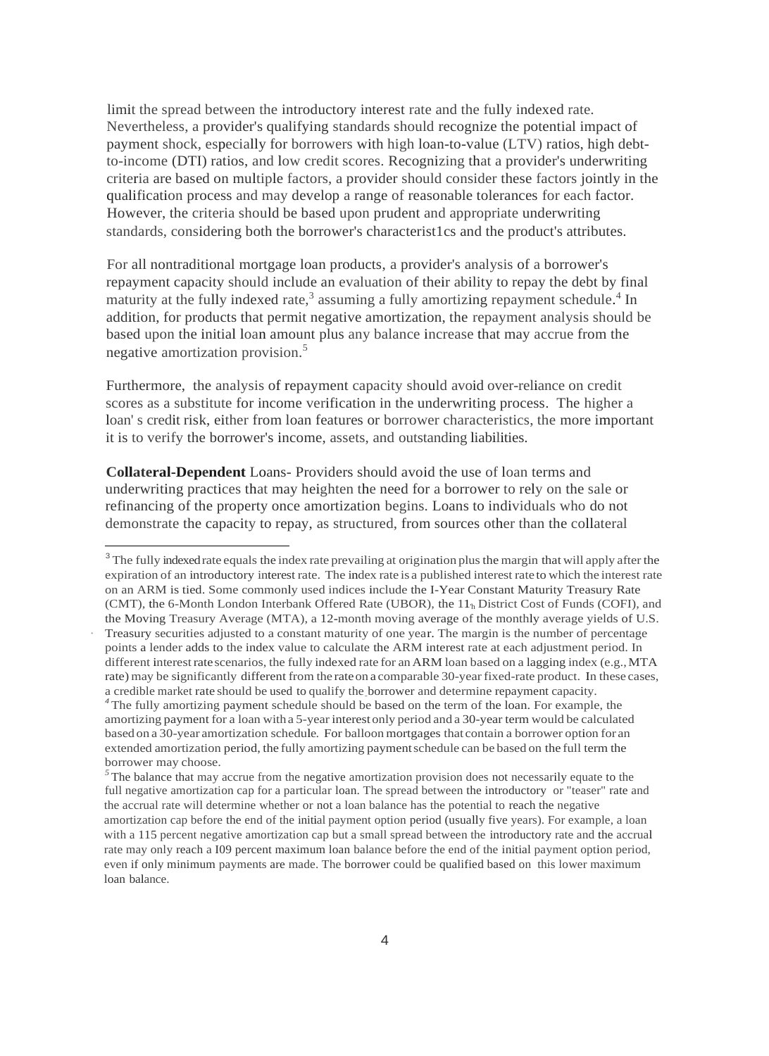limit the spread between the introductory interest rate and the fully indexed rate. Nevertheless, a provider's qualifying standards should recognize the potential impact of payment shock, especially for borrowers with high loan-to-value (LTV) ratios, high debt-to-income (DTI) ratios, and low credit scores. Recognizing that a provider's underwriting criteria are based on multiple factors, a provider should consider these factors jointly in the qualification process and may develop a range of reasonable tolerances for each factor. However, the criteria should be based upon prudent and appropriate underwriting standards, considering both the borrower's characterist1cs and the product's attributes.

For all nontraditional mortgage loan products, a provider's analysis of a borrower's repayment capacity should include an evaluation of their ability to repay the debt by final maturity at the fully indexed rate,[3] assuming a fully amortizing repayment schedule.[4] In addition, for products that permit negative amortization, the repayment analysis should be based upon the initial loan amount plus any balance increase that may accrue from the negative amortization provision.[5]

Furthermore, the analysis of repayment capacity should avoid over-reliance on credit scores as a substitute for income verification in the underwriting process. The higher a loan' s credit risk, either from loan features or borrower characteristics, the more important it is to verify the borrower's income, assets, and outstanding liabilities.

**Collateral-Dependent** Loans- Providers should avoid the use of loan terms and underwriting practices that may heighten the need for a borrower to rely on the sale or refinancing of the property once amortization begins. Loans to individuals who do not demonstrate the capacity to repay, as structured, from sources other than the collateral

---

[3] The fully indexed rate equals the index rate prevailing at origination plus the margin that will apply after the expiration of an introductory interest rate. The index rate is a published interest rate to which the interest rate on an ARM is tied. Some commonly used indices include the I-Year Constant Maturity Treasury Rate (CMT), the 6-Month London Interbank Offered Rate (UBOR), the 11th District Cost of Funds (COFI), and the Moving Treasury Average (MTA), a 12-month moving average of the monthly average yields of U.S. Treasury securities adjusted to a constant maturity of one year. The margin is the number of percentage points a lender adds to the index value to calculate the ARM interest rate at each adjustment period. In different interest rate scenarios, the fully indexed rate for an ARM loan based on a lagging index (e.g., MTA rate) may be significantly different from the rate on a comparable 30-year fixed-rate product. In these cases, a credible market rate should be used to qualify the borrower and determine repayment capacity.

[4] The fully amortizing payment schedule should be based on the term of the loan. For example, the amortizing payment for a loan with a 5-year interest only period and a 30-year term would be calculated based on a 30-year amortization schedule. For balloon mortgages that contain a borrower option for an extended amortization period, the fully amortizing payment schedule can be based on the full term the borrower may choose.

[5] The balance that may accrue from the negative amortization provision does not necessarily equate to the full negative amortization cap for a particular loan. The spread between the introductory or "teaser" rate and the accrual rate will determine whether or not a loan balance has the potential to reach the negative amortization cap before the end of the initial payment option period (usually five years). For example, a loan with a 115 percent negative amortization cap but a small spread between the introductory rate and the accrual rate may only reach a I09 percent maximum loan balance before the end of the initial payment option period, even if only minimum payments are made. The borrower could be qualified based on this lower maximum loan balance.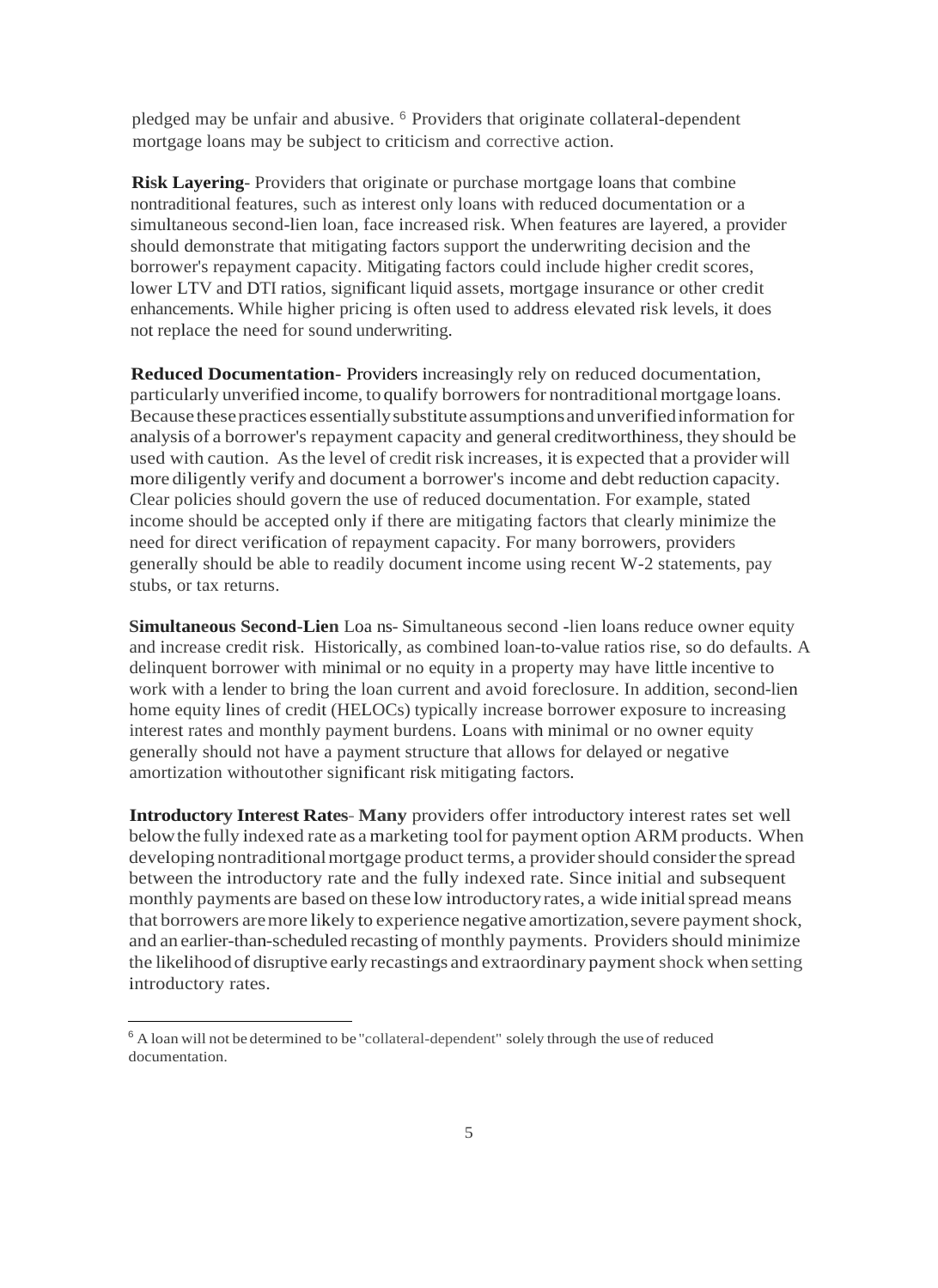pledged may be unfair and abusive. [6] Providers that originate collateral-dependent mortgage loans may be subject to criticism and corrective action.

**Risk Layering**- Providers that originate or purchase mortgage loans that combine nontraditional features, such as interest only loans with reduced documentation or a simultaneous second-lien loan, face increased risk. When features are layered, a provider should demonstrate that mitigating factors support the underwriting decision and the borrower's repayment capacity. Mitigating factors could include higher credit scores, lower LTV and DTI ratios, significant liquid assets, mortgage insurance or other credit enhancements. While higher pricing is often used to address elevated risk levels, it does not replace the need for sound underwriting.

**Reduced Documentation**- Providers increasingly rely on reduced documentation, particularly unverified income, to qualify borrowers for nontraditional mortgage loans. Because these practices essentially substitute assumptions and unverified information for analysis of a borrower's repayment capacity and general creditworthiness, they should be used with caution. As the level of credit risk increases, it is expected that a provider will more diligently verify and document a borrower's income and debt reduction capacity. Clear policies should govern the use of reduced documentation. For example, stated income should be accepted only if there are mitigating factors that clearly minimize the need for direct verification of repayment capacity. For many borrowers, providers generally should be able to readily document income using recent W-2 statements, pay stubs, or tax returns.

**Simultaneous Second-Lien Loans**- Simultaneous second-lien loans reduce owner equity and increase credit risk. Historically, as combined loan-to-value ratios rise, so do defaults. A delinquent borrower with minimal or no equity in a property may have little incentive to work with a lender to bring the loan current and avoid foreclosure. In addition, second-lien home equity lines of credit (HELOCs) typically increase borrower exposure to increasing interest rates and monthly payment burdens. Loans with minimal or no owner equity generally should not have a payment structure that allows for delayed or negative amortization without other significant risk mitigating factors.

**Introductory Interest Rates**- **Many** providers offer introductory interest rates set well below the fully indexed rate as a marketing tool for payment option ARM products. When developing nontraditional mortgage product terms, a provider should consider the spread between the introductory rate and the fully indexed rate. Since initial and subsequent monthly payments are based on these low introductory rates, a wide initial spread means that borrowers are more likely to experience negative amortization, severe payment shock, and an earlier-than-scheduled recasting of monthly payments. Providers should minimize the likelihood of disruptive early recastings and extraordinary payment shock when setting introductory rates.

---

[6] A loan will not be determined to be "collateral-dependent" solely through the use of reduced documentation.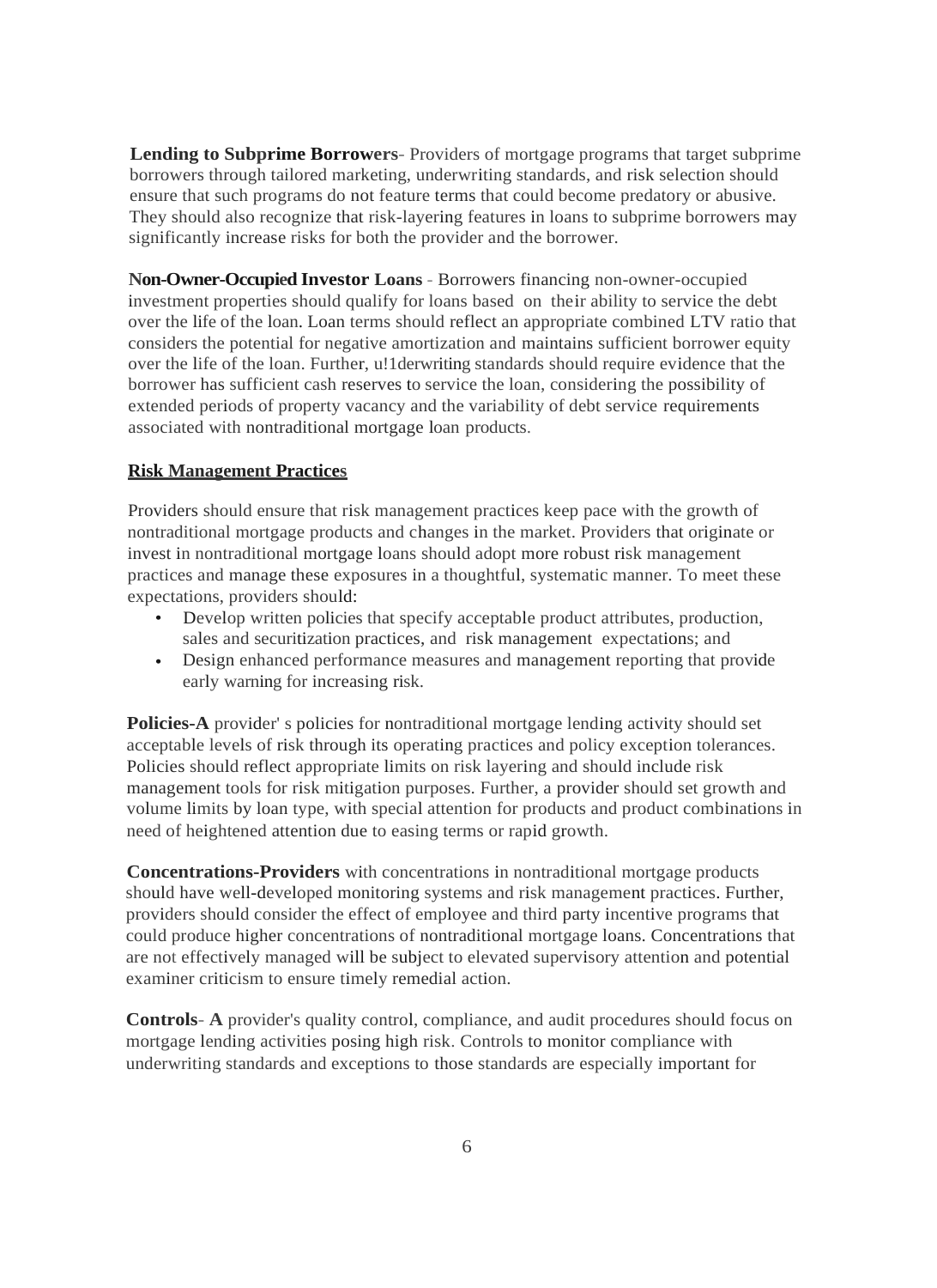**Lending to Subprime Borrowers**- Providers of mortgage programs that target subprime borrowers through tailored marketing, underwriting standards, and risk selection should ensure that such programs do not feature terms that could become predatory or abusive. They should also recognize that risk-layering features in loans to subprime borrowers may significantly increase risks for both the provider and the borrower.

**Non-Owner-Occupied Investor Loans** - Borrowers financing non-owner-occupied investment properties should qualify for loans based on their ability to service the debt over the life of the loan. Loan terms should reflect an appropriate combined LTV ratio that considers the potential for negative amortization and maintains sufficient borrower equity over the life of the loan. Further, u!1derwriting standards should require evidence that the borrower has sufficient cash reserves to service the loan, considering the possibility of extended periods of property vacancy and the variability of debt service requirements associated with nontraditional mortgage loan products.

## Risk Management Practices

Providers should ensure that risk management practices keep pace with the growth of nontraditional mortgage products and changes in the market. Providers that originate or invest in nontraditional mortgage loans should adopt more robust risk management practices and manage these exposures in a thoughtful, systematic manner. To meet these expectations, providers should:

- Develop written policies that specify acceptable product attributes, production, sales and securitization practices, and risk management expectations; and
- Design enhanced performance measures and management reporting that provide early warning for increasing risk.

**Policies-A** provider' s policies for nontraditional mortgage lending activity should set acceptable levels of risk through its operating practices and policy exception tolerances. Policies should reflect appropriate limits on risk layering and should include risk management tools for risk mitigation purposes. Further, a provider should set growth and volume limits by loan type, with special attention for products and product combinations in need of heightened attention due to easing terms or rapid growth.

**Concentrations-Providers** with concentrations in nontraditional mortgage products should have well-developed monitoring systems and risk management practices. Further, providers should consider the effect of employee and third party incentive programs that could produce higher concentrations of nontraditional mortgage loans. Concentrations that are not effectively managed will be subject to elevated supervisory attention and potential examiner criticism to ensure timely remedial action.

**Controls**- **A** provider's quality control, compliance, and audit procedures should focus on mortgage lending activities posing high risk. Controls to monitor compliance with underwriting standards and exceptions to those standards are especially important for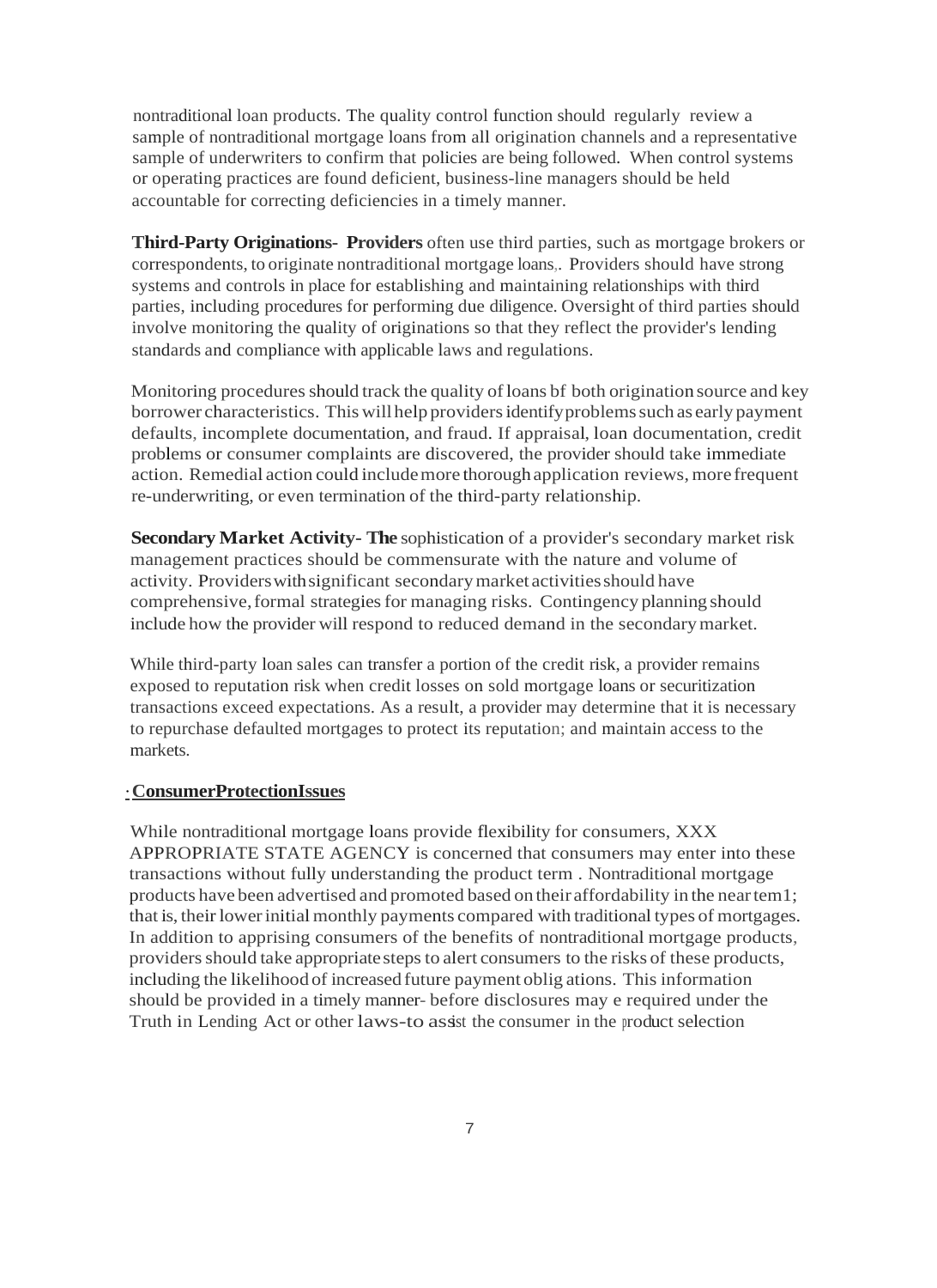nontraditional loan products. The quality control function should regularly review a sample of nontraditional mortgage loans from all origination channels and a representative sample of underwriters to confirm that policies are being followed. When control systems or operating practices are found deficient, business-line managers should be held accountable for correcting deficiencies in a timely manner.

**Third-Party Originations- Providers** often use third parties, such as mortgage brokers or correspondents, to originate nontraditional mortgage loans,. Providers should have strong systems and controls in place for establishing and maintaining relationships with third parties, including procedures for performing due diligence. Oversight of third parties should involve monitoring the quality of originations so that they reflect the provider's lending standards and compliance with applicable laws and regulations.

Monitoring procedures should track the quality of loans bf both origination source and key borrower characteristics. This will help providers identify problems such as early payment defaults, incomplete documentation, and fraud. If appraisal, loan documentation, credit problems or consumer complaints are discovered, the provider should take immediate action. Remedial action could include more thorough application reviews, more frequent re-underwriting, or even termination of the third-party relationship.

**Secondary Market Activity- The** sophistication of a provider's secondary market risk management practices should be commensurate with the nature and volume of activity. Providers with significant secondary market activities should have comprehensive, formal strategies for managing risks. Contingency planning should include how the provider will respond to reduced demand in the secondary market.

While third-party loan sales can transfer a portion of the credit risk, a provider remains exposed to reputation risk when credit losses on sold mortgage loans or securitization transactions exceed expectations. As a result, a provider may determine that it is necessary to repurchase defaulted mortgages to protect its reputation; and maintain access to the markets.

## ConsumerProtectionIssues

While nontraditional mortgage loans provide flexibility for consumers, XXX APPROPRIATE STATE AGENCY is concerned that consumers may enter into these transactions without fully understanding the product term . Nontraditional mortgage products have been advertised and promoted based on their affordability in the near tem1; that is, their lower initial monthly payments compared with traditional types of mortgages. In addition to apprising consumers of the benefits of nontraditional mortgage products, providers should take appropriate steps to alert consumers to the risks of these products, including the likelihood of increased future payment oblig ations. This information should be provided in a timely manner- before disclosures may e required under the Truth in Lending Act or other laws-to assist the consumer in the product selection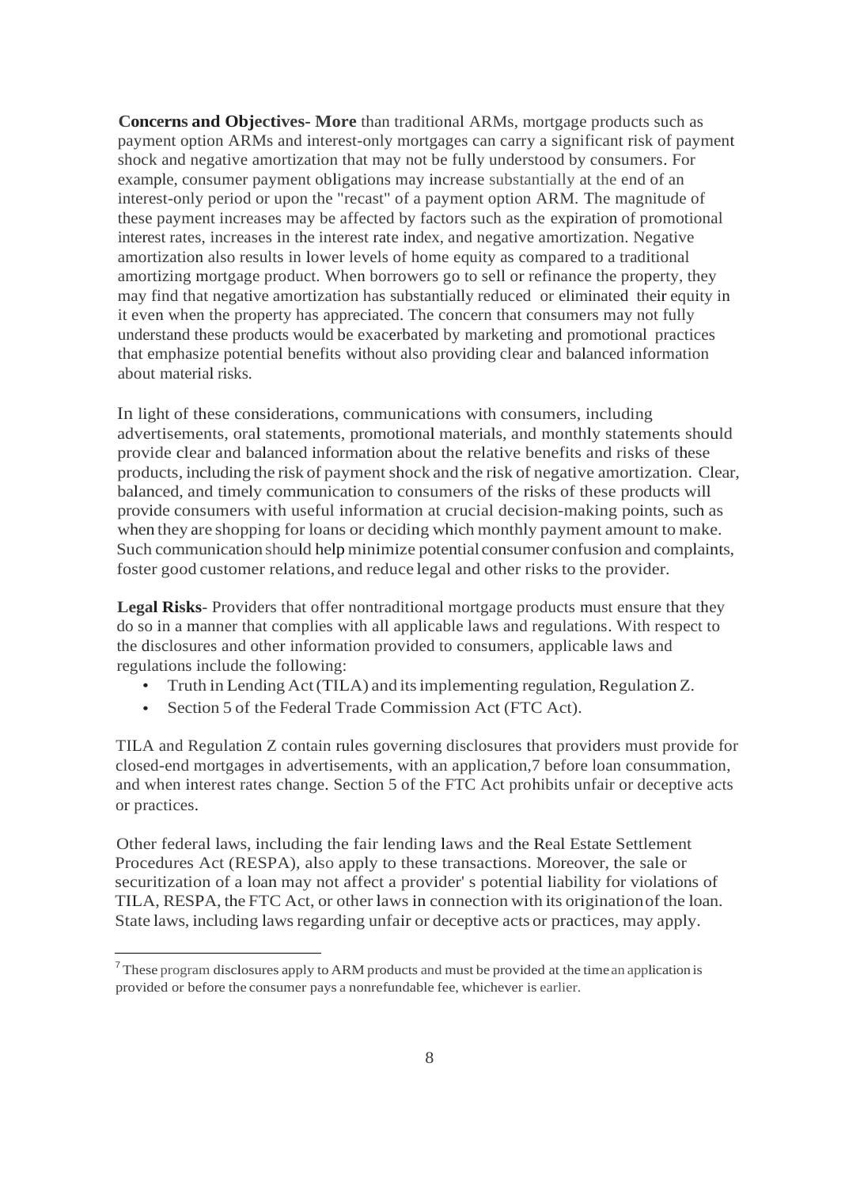**Concerns and Objectives- More** than traditional ARMs, mortgage products such as payment option ARMs and interest-only mortgages can carry a significant risk of payment shock and negative amortization that may not be fully understood by consumers. For example, consumer payment obligations may increase substantially at the end of an interest-only period or upon the "recast" of a payment option ARM. The magnitude of these payment increases may be affected by factors such as the expiration of promotional interest rates, increases in the interest rate index, and negative amortization. Negative amortization also results in lower levels of home equity as compared to a traditional amortizing mortgage product. When borrowers go to sell or refinance the property, they may find that negative amortization has substantially reduced or eliminated their equity in it even when the property has appreciated. The concern that consumers may not fully understand these products would be exacerbated by marketing and promotional practices that emphasize potential benefits without also providing clear and balanced information about material risks.

In light of these considerations, communications with consumers, including advertisements, oral statements, promotional materials, and monthly statements should provide clear and balanced information about the relative benefits and risks of these products, including the risk of payment shock and the risk of negative amortization. Clear, balanced, and timely communication to consumers of the risks of these products will provide consumers with useful information at crucial decision-making points, such as when they are shopping for loans or deciding which monthly payment amount to make. Such communication should help minimize potential consumer confusion and complaints, foster good customer relations, and reduce legal and other risks to the provider.

**Legal Risks**- Providers that offer nontraditional mortgage products must ensure that they do so in a manner that complies with all applicable laws and regulations. With respect to the disclosures and other information provided to consumers, applicable laws and regulations include the following:

- Truth in Lending Act (TILA) and its implementing regulation, Regulation Z.
- Section 5 of the Federal Trade Commission Act (FTC Act).

TILA and Regulation Z contain rules governing disclosures that providers must provide for closed-end mortgages in advertisements, with an application,[7] before loan consummation, and when interest rates change. Section 5 of the FTC Act prohibits unfair or deceptive acts or practices.

Other federal laws, including the fair lending laws and the Real Estate Settlement Procedures Act (RESPA), also apply to these transactions. Moreover, the sale or securitization of a loan may not affect a provider's potential liability for violations of TILA, RESPA, the FTC Act, or other laws in connection with its origination of the loan. State laws, including laws regarding unfair or deceptive acts or practices, may apply.

---

[7] These program disclosures apply to ARM products and must be provided at the time an application is provided or before the consumer pays a nonrefundable fee, whichever is earlier.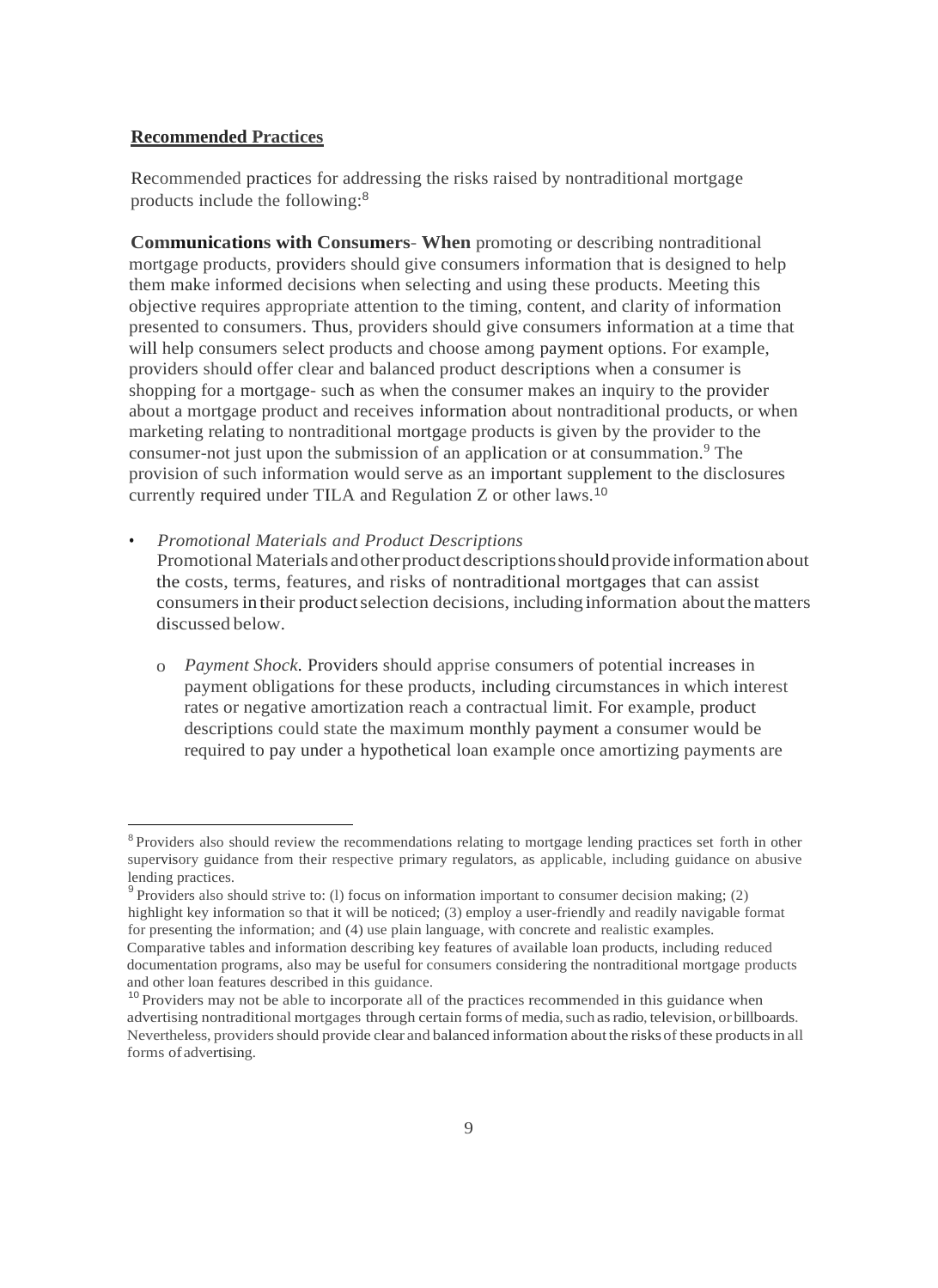**Recommended Practices**

Recommended practices for addressing the risks raised by nontraditional mortgage products include the following:[8]

**Communications with Consumers**- **When** promoting or describing nontraditional mortgage products, providers should give consumers information that is designed to help them make informed decisions when selecting and using these products. Meeting this objective requires appropriate attention to the timing, content, and clarity of information presented to consumers. Thus, providers should give consumers information at a time that will help consumers select products and choose among payment options. For example, providers should offer clear and balanced product descriptions when a consumer is shopping for a mortgage- such as when the consumer makes an inquiry to the provider about a mortgage product and receives information about nontraditional products, or when marketing relating to nontraditional mortgage products is given by the provider to the consumer-not just upon the submission of an application or at consummation.[9] The provision of such information would serve as an important supplement to the disclosures currently required under TILA and Regulation Z or other laws.[10]

- *Promotional Materials and Product Descriptions*
  Promotional Materials and other product descriptions should provide information about the costs, terms, features, and risks of nontraditional mortgages that can assist consumers in their product selection decisions, including information about the matters discussed below.

  - *Payment Shock.* Providers should apprise consumers of potential increases in payment obligations for these products, including circumstances in which interest rates or negative amortization reach a contractual limit. For example, product descriptions could state the maximum monthly payment a consumer would be required to pay under a hypothetical loan example once amortizing payments are

---

[8] Providers also should review the recommendations relating to mortgage lending practices set forth in other supervisory guidance from their respective primary regulators, as applicable, including guidance on abusive lending practices.

[9] Providers also should strive to: (l) focus on information important to consumer decision making; (2) highlight key information so that it will be noticed; (3) employ a user-friendly and readily navigable format for presenting the information; and (4) use plain language, with concrete and realistic examples. Comparative tables and information describing key features of available loan products, including reduced documentation programs, also may be useful for consumers considering the nontraditional mortgage products and other loan features described in this guidance.

[10] Providers may not be able to incorporate all of the practices recommended in this guidance when advertising nontraditional mortgages through certain forms of media, such as radio, television, or billboards. Nevertheless, providers should provide clear and balanced information about the risks of these products in all forms of advertising.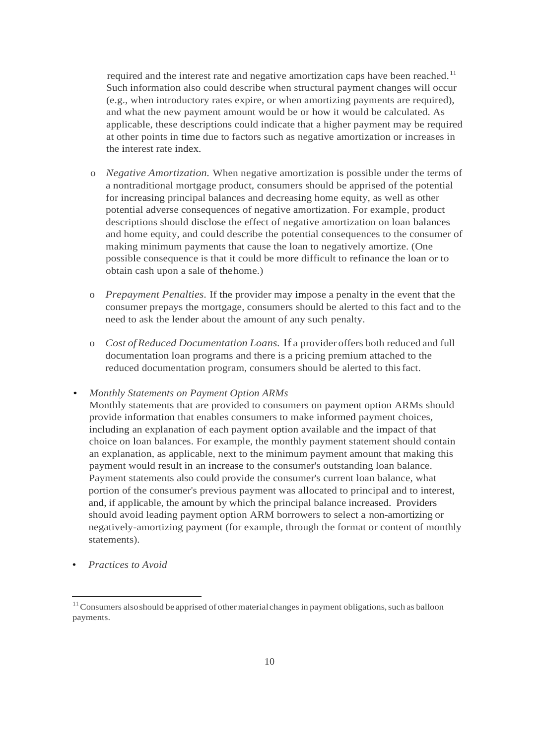required and the interest rate and negative amortization caps have been reached.[11] Such information also could describe when structural payment changes will occur (e.g., when introductory rates expire, or when amortizing payments are required), and what the new payment amount would be or how it would be calculated. As applicable, these descriptions could indicate that a higher payment may be required at other points in time due to factors such as negative amortization or increases in the interest rate index.

- *Negative Amortization.* When negative amortization is possible under the terms of a nontraditional mortgage product, consumers should be apprised of the potential for increasing principal balances and decreasing home equity, as well as other potential adverse consequences of negative amortization. For example, product descriptions should disclose the effect of negative amortization on loan balances and home equity, and could describe the potential consequences to the consumer of making minimum payments that cause the loan to negatively amortize. (One possible consequence is that it could be more difficult to refinance the loan or to obtain cash upon a sale of the home.)

- *Prepayment Penalties.* If the provider may impose a penalty in the event that the consumer prepays the mortgage, consumers should be alerted to this fact and to the need to ask the lender about the amount of any such penalty.

- *Cost of Reduced Documentation Loans.* If a provider offers both reduced and full documentation loan programs and there is a pricing premium attached to the reduced documentation program, consumers should be alerted to this fact.

- *Monthly Statements on Payment Option ARMs*
  Monthly statements that are provided to consumers on payment option ARMs should provide information that enables consumers to make informed payment choices, including an explanation of each payment option available and the impact of that choice on loan balances. For example, the monthly payment statement should contain an explanation, as applicable, next to the minimum payment amount that making this payment would result in an increase to the consumer's outstanding loan balance. Payment statements also could provide the consumer's current loan balance, what portion of the consumer's previous payment was allocated to principal and to interest, and, if applicable, the amount by which the principal balance increased. Providers should avoid leading payment option ARM borrowers to select a non-amortizing or negatively-amortizing payment (for example, through the format or content of monthly statements).

- *Practices to Avoid*

---

[11] Consumers also should be apprised of other material changes in payment obligations, such as balloon payments.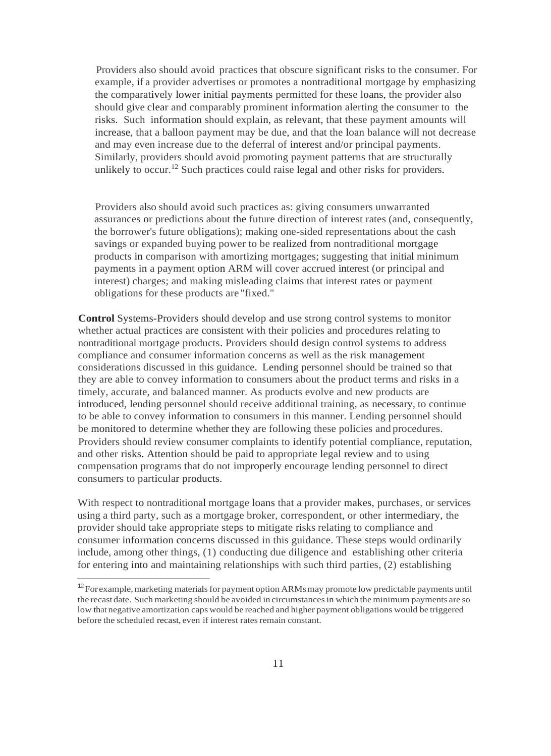Providers also should avoid practices that obscure significant risks to the consumer. For example, if a provider advertises or promotes a nontraditional mortgage by emphasizing the comparatively lower initial payments permitted for these loans, the provider also should give clear and comparably prominent information alerting the consumer to the risks. Such information should explain, as relevant, that these payment amounts will increase, that a balloon payment may be due, and that the loan balance will not decrease and may even increase due to the deferral of interest and/or principal payments. Similarly, providers should avoid promoting payment patterns that are structurally unlikely to occur.[12] Such practices could raise legal and other risks for providers.

Providers also should avoid such practices as: giving consumers unwarranted assurances or predictions about the future direction of interest rates (and, consequently, the borrower's future obligations); making one-sided representations about the cash savings or expanded buying power to be realized from nontraditional mortgage products in comparison with amortizing mortgages; suggesting that initial minimum payments in a payment option ARM will cover accrued interest (or principal and interest) charges; and making misleading claims that interest rates or payment obligations for these products are "fixed."

**Control** Systems-Providers should develop and use strong control systems to monitor whether actual practices are consistent with their policies and procedures relating to nontraditional mortgage products. Providers should design control systems to address compliance and consumer information concerns as well as the risk management considerations discussed in this guidance. Lending personnel should be trained so that they are able to convey information to consumers about the product terms and risks in a timely, accurate, and balanced manner. As products evolve and new products are introduced, lending personnel should receive additional training, as necessary, to continue to be able to convey information to consumers in this manner. Lending personnel should be monitored to determine whether they are following these policies and procedures. Providers should review consumer complaints to identify potential compliance, reputation, and other risks. Attention should be paid to appropriate legal review and to using compensation programs that do not improperly encourage lending personnel to direct consumers to particular products.

With respect to nontraditional mortgage loans that a provider makes, purchases, or services using a third party, such as a mortgage broker, correspondent, or other intermediary, the provider should take appropriate steps to mitigate risks relating to compliance and consumer information concerns discussed in this guidance. These steps would ordinarily include, among other things, (1) conducting due diligence and establishing other criteria for entering into and maintaining relationships with such third parties, (2) establishing

[12] For example, marketing materials for payment option ARMs may promote low predictable payments until the recast date. Such marketing should be avoided in circumstances in which the minimum payments are so low that negative amortization caps would be reached and higher payment obligations would be triggered before the scheduled recast, even if interest rates remain constant.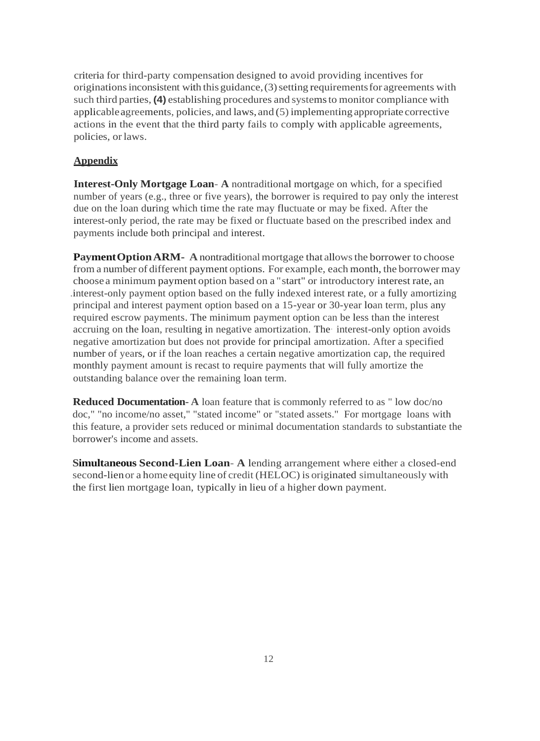criteria for third-party compensation designed to avoid providing incentives for originations inconsistent with this guidance, (3) setting requirements for agreements with such third parties, **(4)** establishing procedures and systems to monitor compliance with applicable agreements, policies, and laws, and (5) implementing appropriate corrective actions in the event that the third party fails to comply with applicable agreements, policies, or laws.

## Appendix

**Interest-Only Mortgage Loan**- **A** nontraditional mortgage on which, for a specified number of years (e.g., three or five years), the borrower is required to pay only the interest due on the loan during which time the rate may fluctuate or may be fixed. After the interest-only period, the rate may be fixed or fluctuate based on the prescribed index and payments include both principal and interest.

**Payment Option ARM- A** nontraditional mortgage that allows the borrower to choose from a number of different payment options. For example, each month, the borrower may choose a minimum payment option based on a "start" or introductory interest rate, an interest-only payment option based on the fully indexed interest rate, or a fully amortizing principal and interest payment option based on a 15-year or 30-year loan term, plus any required escrow payments. The minimum payment option can be less than the interest accruing on the loan, resulting in negative amortization. The interest-only option avoids negative amortization but does not provide for principal amortization. After a specified number of years, or if the loan reaches a certain negative amortization cap, the required monthly payment amount is recast to require payments that will fully amortize the outstanding balance over the remaining loan term.

**Reduced Documentation- A** loan feature that is commonly referred to as " low doc/no doc," "no income/no asset," "stated income" or "stated assets." For mortgage loans with this feature, a provider sets reduced or minimal documentation standards to substantiate the borrower's income and assets.

**Simultaneous Second-Lien Loan**- **A** lending arrangement where either a closed-end second-lien or a home equity line of credit (HELOC) is originated simultaneously with the first lien mortgage loan, typically in lieu of a higher down payment.